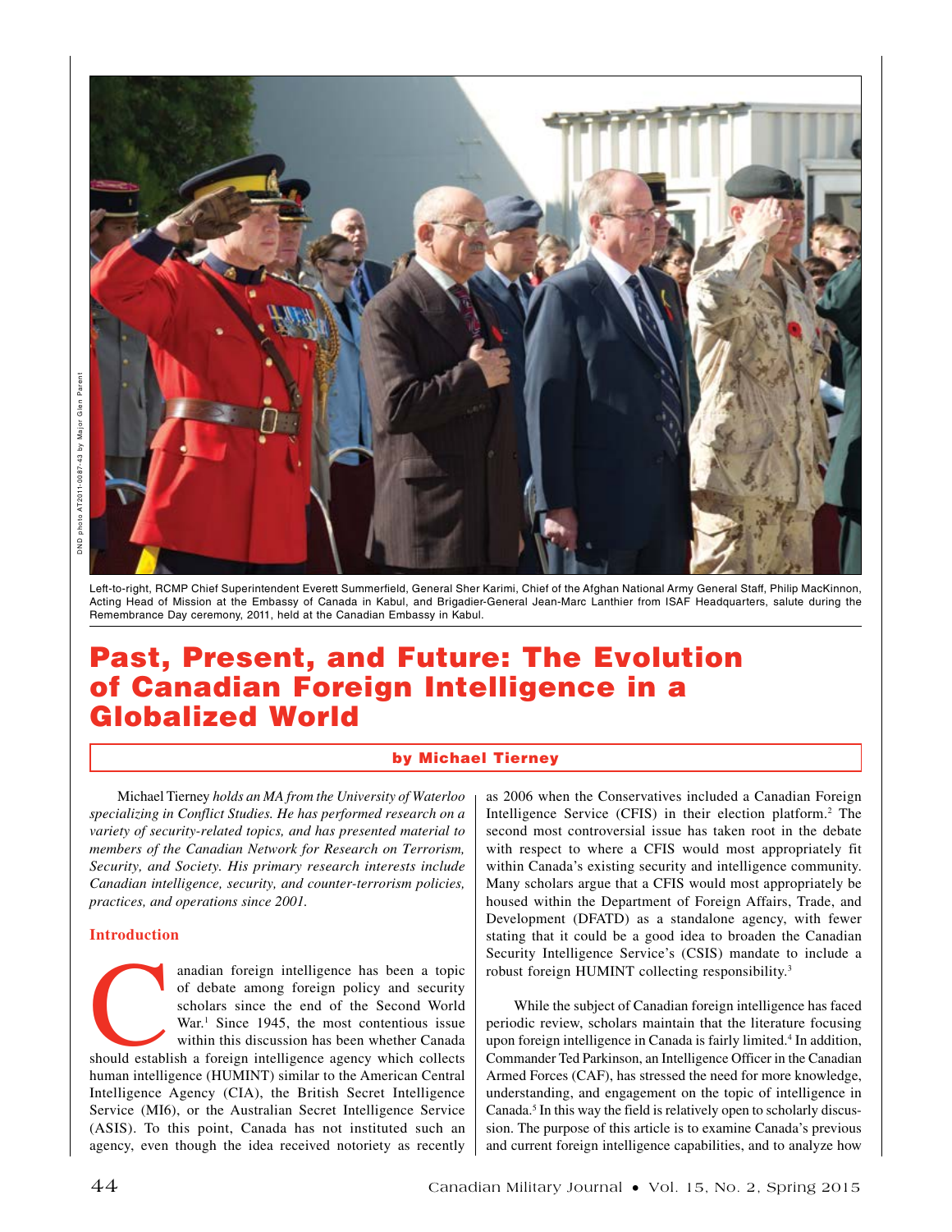DND photo AT2011-0087-43 by Major Glen Parent

Left-to-right, RCMP Chief Superintendent Everett Summerfield, General Sher Karimi, Chief of the Afghan National Army General Staff, Philip MacKinnon, Acting Head of Mission at the Embassy of Canada in Kabul, and Brigadier-General Jean-Marc Lanthier from ISAF Headquarters, salute during the Remembrance Day ceremony, 2011, held at the Canadian Embassy in Kabul.

# Past, Present, and Future: The Evolution of Canadian Foreign Intelligence in a Globalized World

**by Michael Tierney**

Michael Tierney *holds an MA from the University of Waterloo specializing in Conflict Studies. He has performed research on a variety of security-related topics, and has presented material to members of the Canadian Network for Research on Terrorism, Security, and Society. His primary research interests include Canadian intelligence, security, and counter-terrorism policies, practices, and operations since 2001.*

## Introduction

Canadian foreign intelligence has been a topic of debate among foreign policy and security scholars since the end of the Second World War.[1] Since 1945, the most contentious issue within this discussion has been whether Canada should establish a foreign intelligence agency which collects human intelligence (HUMINT) similar to the American Central Intelligence Agency (CIA), the British Secret Intelligence Service (MI6), or the Australian Secret Intelligence Service (ASIS). To this point, Canada has not instituted such an agency, even though the idea received notoriety as recently as 2006 when the Conservatives included a Canadian Foreign Intelligence Service (CFIS) in their election platform.[2] The second most controversial issue has taken root in the debate with respect to where a CFIS would most appropriately fit within Canada's existing security and intelligence community. Many scholars argue that a CFIS would most appropriately be housed within the Department of Foreign Affairs, Trade, and Development (DFATD) as a standalone agency, with fewer stating that it could be a good idea to broaden the Canadian Security Intelligence Service's (CSIS) mandate to include a robust foreign HUMINT collecting responsibility.[3]

While the subject of Canadian foreign intelligence has faced periodic review, scholars maintain that the literature focusing upon foreign intelligence in Canada is fairly limited.[4] In addition, Commander Ted Parkinson, an Intelligence Officer in the Canadian Armed Forces (CAF), has stressed the need for more knowledge, understanding, and engagement on the topic of intelligence in Canada.[5] In this way the field is relatively open to scholarly discussion. The purpose of this article is to examine Canada's previous and current foreign intelligence capabilities, and to analyze how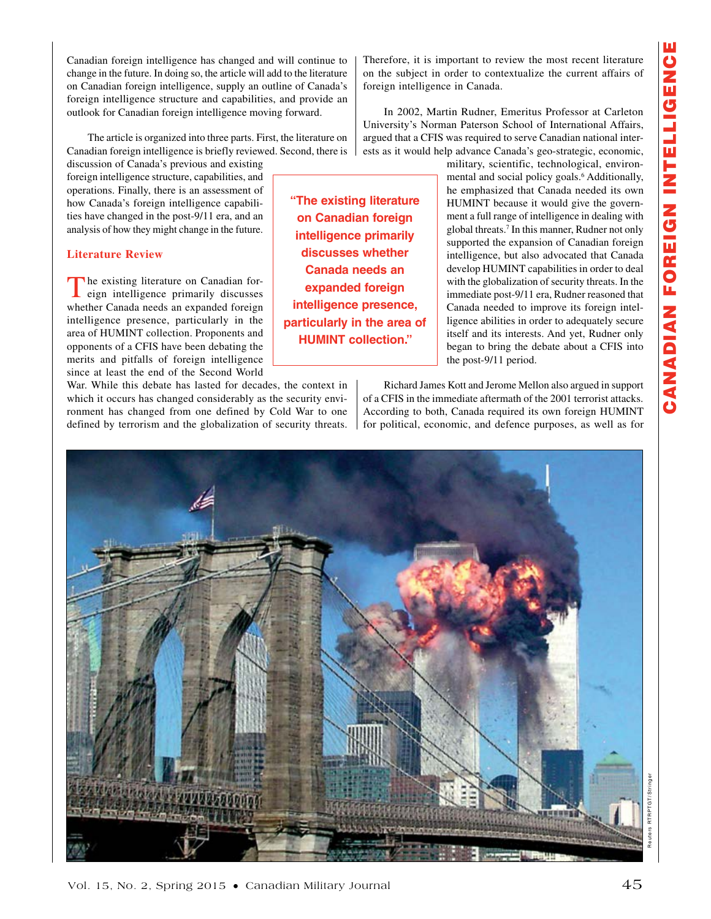Canadian foreign intelligence has changed and will continue to change in the future. In doing so, the article will add to the literature on Canadian foreign intelligence, supply an outline of Canada's foreign intelligence structure and capabilities, and provide an outlook for Canadian foreign intelligence moving forward.

The article is organized into three parts. First, the literature on Canadian foreign intelligence is briefly reviewed. Second, there is discussion of Canada's previous and existing foreign intelligence structure, capabilities, and operations. Finally, there is an assessment of how Canada's foreign intelligence capabilities have changed in the post-9/11 era, and an analysis of how they might change in the future.

## Literature Review

The existing literature on Canadian foreign intelligence primarily discusses whether Canada needs an expanded foreign intelligence presence, particularly in the area of HUMINT collection. Proponents and opponents of a CFIS have been debating the merits and pitfalls of foreign intelligence since at least the end of the Second World War. While this debate has lasted for decades, the context in which it occurs has changed considerably as the security environment has changed from one defined by Cold War to one defined by terrorism and the globalization of security threats. Therefore, it is important to review the most recent literature on the subject in order to contextualize the current affairs of foreign intelligence in Canada.

> **"The existing literature on Canadian foreign intelligence primarily discusses whether Canada needs an expanded foreign intelligence presence, particularly in the area of HUMINT collection."**

In 2002, Martin Rudner, Emeritus Professor at Carleton University's Norman Paterson School of International Affairs, argued that a CFIS was required to serve Canadian national interests as it would help advance Canada's geo-strategic, economic, military, scientific, technological, environmental and social policy goals.[6] Additionally, he emphasized that Canada needed its own HUMINT because it would give the government a full range of intelligence in dealing with global threats.[7] In this manner, Rudner not only supported the expansion of Canadian foreign intelligence, but also advocated that Canada develop HUMINT capabilities in order to deal with the globalization of security threats. In the immediate post-9/11 era, Rudner reasoned that Canada needed to improve its foreign intelligence abilities in order to adequately secure itself and its interests. And yet, Rudner only began to bring the debate about a CFIS into the post-9/11 period.

Richard James Kott and Jerome Mellon also argued in support of a CFIS in the immediate aftermath of the 2001 terrorist attacks. According to both, Canada required its own foreign HUMINT for political, economic, and defence purposes, as well as for

Reuters RTRPTGT/Stringer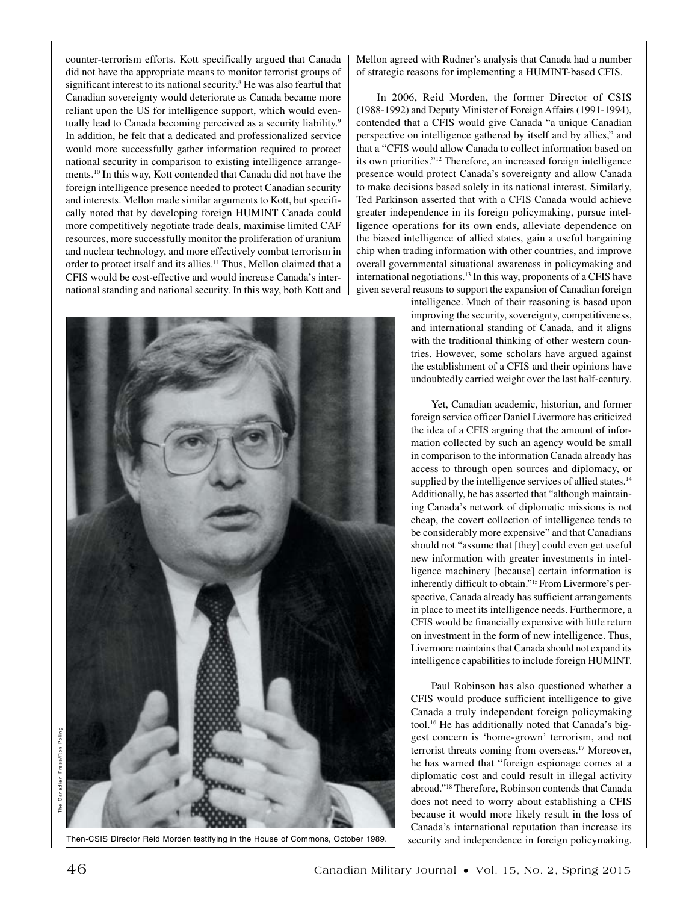counter-terrorism efforts. Kott specifically argued that Canada did not have the appropriate means to monitor terrorist groups of significant interest to its national security.[8] He was also fearful that Canadian sovereignty would deteriorate as Canada became more reliant upon the US for intelligence support, which would eventually lead to Canada becoming perceived as a security liability.[9] In addition, he felt that a dedicated and professionalized service would more successfully gather information required to protect national security in comparison to existing intelligence arrangements.[10] In this way, Kott contended that Canada did not have the foreign intelligence presence needed to protect Canadian security and interests. Mellon made similar arguments to Kott, but specifically noted that by developing foreign HUMINT Canada could more competitively negotiate trade deals, maximise limited CAF resources, more successfully monitor the proliferation of uranium and nuclear technology, and more effectively combat terrorism in order to protect itself and its allies.[11] Thus, Mellon claimed that a CFIS would be cost-effective and would increase Canada's international standing and national security. In this way, both Kott and Mellon agreed with Rudner's analysis that Canada had a number of strategic reasons for implementing a HUMINT-based CFIS.

In 2006, Reid Morden, the former Director of CSIS (1988-1992) and Deputy Minister of Foreign Affairs (1991-1994), contended that a CFIS would give Canada "a unique Canadian perspective on intelligence gathered by itself and by allies," and that a "CFIS would allow Canada to collect information based on its own priorities."[12] Therefore, an increased foreign intelligence presence would protect Canada's sovereignty and allow Canada to make decisions based solely in its national interest. Similarly, Ted Parkinson asserted that with a CFIS Canada would achieve greater independence in its foreign policymaking, pursue intelligence operations for its own ends, alleviate dependence on the biased intelligence of allied states, gain a useful bargaining chip when trading information with other countries, and improve overall governmental situational awareness in policymaking and international negotiations.[13] In this way, proponents of a CFIS have given several reasons to support the expansion of Canadian foreign intelligence. Much of their reasoning is based upon improving the security, sovereignty, competitiveness, and international standing of Canada, and it aligns with the traditional thinking of other western countries. However, some scholars have argued against the establishment of a CFIS and their opinions have undoubtedly carried weight over the last half-century.

Yet, Canadian academic, historian, and former foreign service officer Daniel Livermore has criticized the idea of a CFIS arguing that the amount of information collected by such an agency would be small in comparison to the information Canada already has access to through open sources and diplomacy, or supplied by the intelligence services of allied states.[14] Additionally, he has asserted that "although maintaining Canada's network of diplomatic missions is not cheap, the covert collection of intelligence tends to be considerably more expensive" and that Canadians should not "assume that [they] could even get useful new information with greater investments in intelligence machinery [because] certain information is inherently difficult to obtain."[15] From Livermore's perspective, Canada already has sufficient arrangements in place to meet its intelligence needs. Furthermore, a CFIS would be financially expensive with little return on investment in the form of new intelligence. Thus, Livermore maintains that Canada should not expand its intelligence capabilities to include foreign HUMINT.

Paul Robinson has also questioned whether a CFIS would produce sufficient intelligence to give Canada a truly independent foreign policymaking tool.[16] He has additionally noted that Canada's biggest concern is 'home-grown' terrorism, and not terrorist threats coming from overseas.[17] Moreover, he has warned that "foreign espionage comes at a diplomatic cost and could result in illegal activity abroad."[18] Therefore, Robinson contends that Canada does not need to worry about establishing a CFIS because it would more likely result in the loss of Canada's international reputation than increase its security and independence in foreign policymaking.

Then-CSIS Director Reid Morden testifying in the House of Commons, October 1989.

The Canadian Press/Ron Poling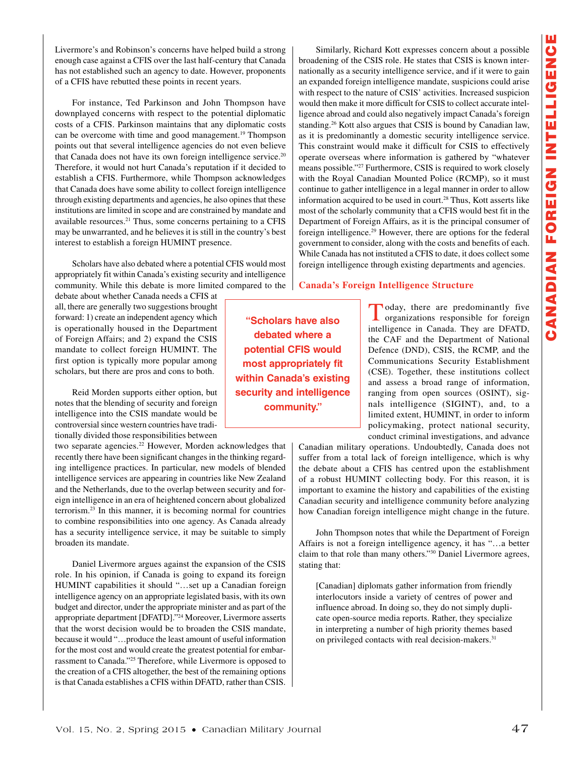Livermore's and Robinson's concerns have helped build a strong enough case against a CFIS over the last half-century that Canada has not established such an agency to date. However, proponents of a CFIS have rebutted these points in recent years.

For instance, Ted Parkinson and John Thompson have downplayed concerns with respect to the potential diplomatic costs of a CFIS. Parkinson maintains that any diplomatic costs can be overcome with time and good management.[19] Thompson points out that several intelligence agencies do not even believe that Canada does not have its own foreign intelligence service.[20] Therefore, it would not hurt Canada's reputation if it decided to establish a CFIS. Furthermore, while Thompson acknowledges that Canada does have some ability to collect foreign intelligence through existing departments and agencies, he also opines that these institutions are limited in scope and are constrained by mandate and available resources.[21] Thus, some concerns pertaining to a CFIS may be unwarranted, and he believes it is still in the country's best interest to establish a foreign HUMINT presence.

Scholars have also debated where a potential CFIS would most appropriately fit within Canada's existing security and intelligence community. While this debate is more limited compared to the debate about whether Canada needs a CFIS at all, there are generally two suggestions brought forward: 1) create an independent agency which is operationally housed in the Department of Foreign Affairs; and 2) expand the CSIS mandate to collect foreign HUMINT. The first option is typically more popular among scholars, but there are pros and cons to both.

> **"Scholars have also debated where a potential CFIS would most appropriately fit within Canada's existing security and intelligence community."**

Reid Morden supports either option, but notes that the blending of security and foreign intelligence into the CSIS mandate would be controversial since western countries have traditionally divided those responsibilities between two separate agencies.[22] However, Morden acknowledges that recently there have been significant changes in the thinking regarding intelligence practices. In particular, new models of blended intelligence services are appearing in countries like New Zealand and the Netherlands, due to the overlap between security and foreign intelligence in an era of heightened concern about globalized terrorism.[23] In this manner, it is becoming normal for countries to combine responsibilities into one agency. As Canada already has a security intelligence service, it may be suitable to simply broaden its mandate.

Daniel Livermore argues against the expansion of the CSIS role. In his opinion, if Canada is going to expand its foreign HUMINT capabilities it should "…set up a Canadian foreign intelligence agency on an appropriate legislated basis, with its own budget and director, under the appropriate minister and as part of the appropriate department [DFATD]."[24] Moreover, Livermore asserts that the worst decision would be to broaden the CSIS mandate, because it would "…produce the least amount of useful information for the most cost and would create the greatest potential for embarrassment to Canada."[25] Therefore, while Livermore is opposed to the creation of a CFIS altogether, the best of the remaining options is that Canada establishes a CFIS within DFATD, rather than CSIS.

Similarly, Richard Kott expresses concern about a possible broadening of the CSIS role. He states that CSIS is known internationally as a security intelligence service, and if it were to gain an expanded foreign intelligence mandate, suspicions could arise with respect to the nature of CSIS' activities. Increased suspicion would then make it more difficult for CSIS to collect accurate intelligence abroad and could also negatively impact Canada's foreign standing.[26] Kott also argues that CSIS is bound by Canadian law, as it is predominantly a domestic security intelligence service. This constraint would make it difficult for CSIS to effectively operate overseas where information is gathered by "whatever means possible."[27] Furthermore, CSIS is required to work closely with the Royal Canadian Mounted Police (RCMP), so it must continue to gather intelligence in a legal manner in order to allow information acquired to be used in court.[28] Thus, Kott asserts like most of the scholarly community that a CFIS would best fit in the Department of Foreign Affairs, as it is the principal consumer of foreign intelligence.[29] However, there are options for the federal government to consider, along with the costs and benefits of each. While Canada has not instituted a CFIS to date, it does collect some foreign intelligence through existing departments and agencies.

## Canada's Foreign Intelligence Structure

Today, there are predominantly five organizations responsible for foreign intelligence in Canada. They are DFATD, the CAF and the Department of National Defence (DND), CSIS, the RCMP, and the Communications Security Establishment (CSE). Together, these institutions collect and assess a broad range of information, ranging from open sources (OSINT), signals intelligence (SIGINT), and, to a limited extent, HUMINT, in order to inform policymaking, protect national security, conduct criminal investigations, and advance Canadian military operations. Undoubtedly, Canada does not suffer from a total lack of foreign intelligence, which is why the debate about a CFIS has centred upon the establishment of a robust HUMINT collecting body. For this reason, it is important to examine the history and capabilities of the existing Canadian security and intelligence community before analyzing how Canadian foreign intelligence might change in the future.

John Thompson notes that while the Department of Foreign Affairs is not a foreign intelligence agency, it has "…a better claim to that role than many others."[30] Daniel Livermore agrees, stating that:

> [Canadian] diplomats gather information from friendly interlocutors inside a variety of centres of power and influence abroad. In doing so, they do not simply duplicate open-source media reports. Rather, they specialize in interpreting a number of high priority themes based on privileged contacts with real decision-makers.[31]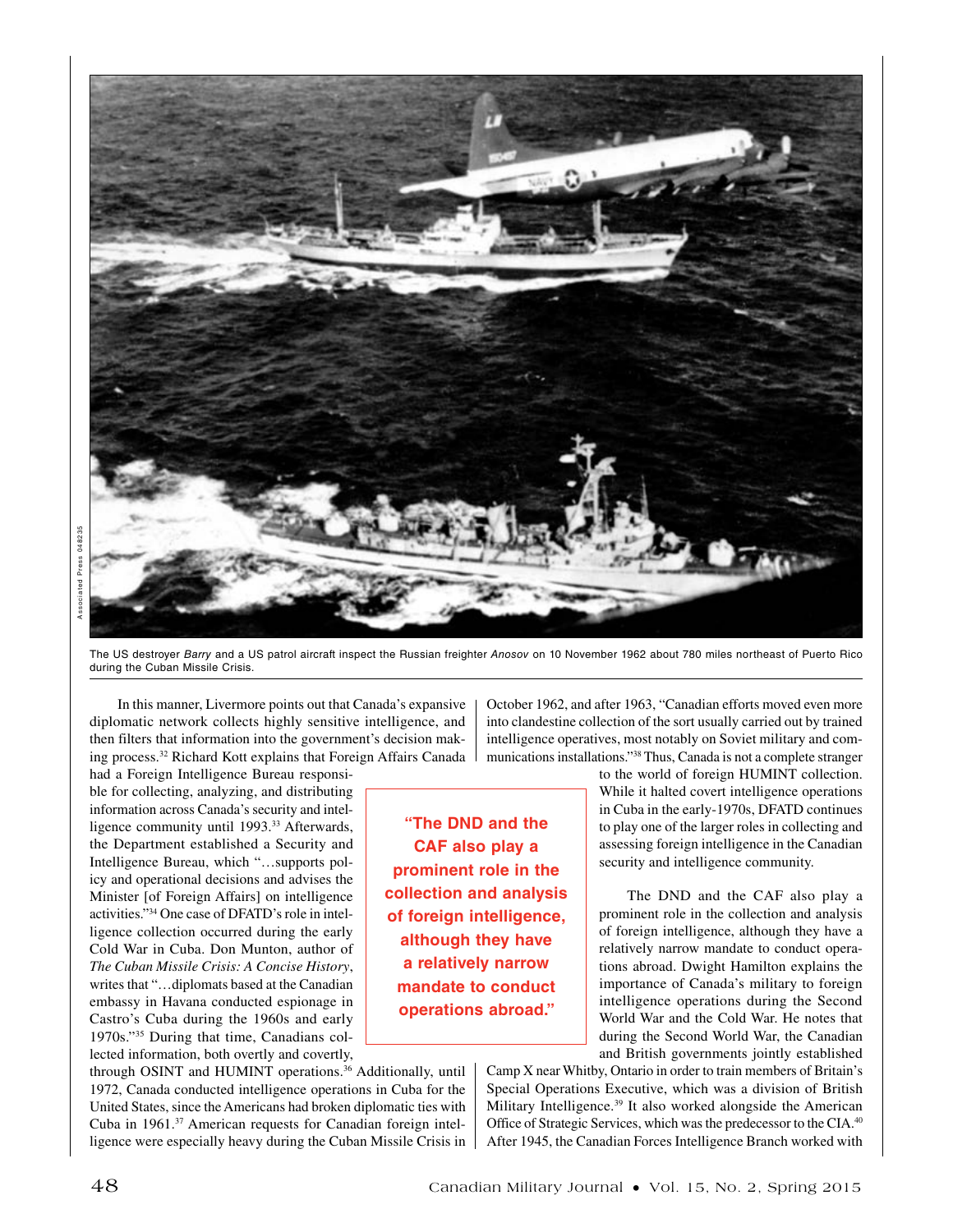The US destroyer *Barry* and a US patrol aircraft inspect the Russian freighter *Anosov* on 10 November 1962 about 780 miles northeast of Puerto Rico during the Cuban Missile Crisis.

In this manner, Livermore points out that Canada's expansive diplomatic network collects highly sensitive intelligence, and then filters that information into the government's decision making process.[32] Richard Kott explains that Foreign Affairs Canada had a Foreign Intelligence Bureau responsible for collecting, analyzing, and distributing information across Canada's security and intelligence community until 1993.[33] Afterwards, the Department established a Security and Intelligence Bureau, which "…supports policy and operational decisions and advises the Minister [of Foreign Affairs] on intelligence activities."[34] One case of DFATD's role in intelligence collection occurred during the early Cold War in Cuba. Don Munton, author of *The Cuban Missile Crisis: A Concise History*, writes that "…diplomats based at the Canadian embassy in Havana conducted espionage in Castro's Cuba during the 1960s and early 1970s."[35] During that time, Canadians collected information, both overtly and covertly, through OSINT and HUMINT operations.[36] Additionally, until 1972, Canada conducted intelligence operations in Cuba for the United States, since the Americans had broken diplomatic ties with Cuba in 1961.[37] American requests for Canadian foreign intelligence were especially heavy during the Cuban Missile Crisis in October 1962, and after 1963, "Canadian efforts moved even more into clandestine collection of the sort usually carried out by trained intelligence operatives, most notably on Soviet military and communications installations."[38] Thus, Canada is not a complete stranger to the world of foreign HUMINT collection. While it halted covert intelligence operations in Cuba in the early-1970s, DFATD continues to play one of the larger roles in collecting and assessing foreign intelligence in the Canadian security and intelligence community.

**"The DND and the CAF also play a prominent role in the collection and analysis of foreign intelligence, although they have a relatively narrow mandate to conduct operations abroad."**

The DND and the CAF also play a prominent role in the collection and analysis of foreign intelligence, although they have a relatively narrow mandate to conduct operations abroad. Dwight Hamilton explains the importance of Canada's military to foreign intelligence operations during the Second World War and the Cold War. He notes that during the Second World War, the Canadian and British governments jointly established Camp X near Whitby, Ontario in order to train members of Britain's Special Operations Executive, which was a division of British Military Intelligence.[39] It also worked alongside the American Office of Strategic Services, which was the predecessor to the CIA.[40] After 1945, the Canadian Forces Intelligence Branch worked with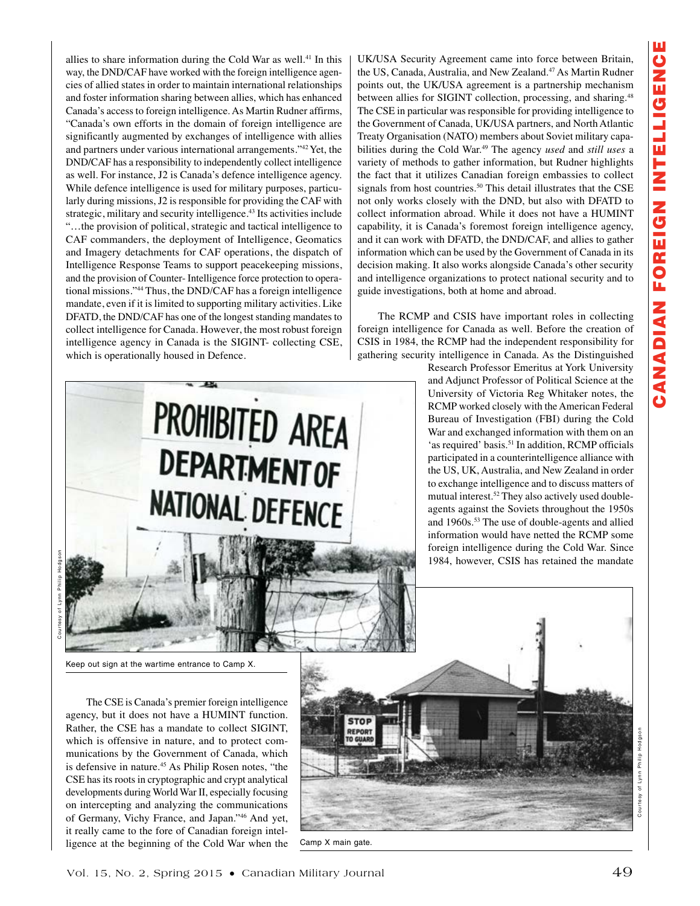allies to share information during the Cold War as well.[41] In this way, the DND/CAF have worked with the foreign intelligence agencies of allied states in order to maintain international relationships and foster information sharing between allies, which has enhanced Canada's access to foreign intelligence. As Martin Rudner affirms, "Canada's own efforts in the domain of foreign intelligence are significantly augmented by exchanges of intelligence with allies and partners under various international arrangements."[42] Yet, the DND/CAF has a responsibility to independently collect intelligence as well. For instance, J2 is Canada's defence intelligence agency. While defence intelligence is used for military purposes, particularly during missions, J2 is responsible for providing the CAF with strategic, military and security intelligence.[43] Its activities include "…the provision of political, strategic and tactical intelligence to CAF commanders, the deployment of Intelligence, Geomatics and Imagery detachments for CAF operations, the dispatch of Intelligence Response Teams to support peacekeeping missions, and the provision of Counter- Intelligence force protection to operational missions."[44] Thus, the DND/CAF has a foreign intelligence mandate, even if it is limited to supporting military activities. Like DFATD, the DND/CAF has one of the longest standing mandates to collect intelligence for Canada. However, the most robust foreign intelligence agency in Canada is the SIGINT- collecting CSE, which is operationally housed in Defence.

Courtesy of Lynn Philip Hodgson

Keep out sign at the wartime entrance to Camp X.

The CSE is Canada's premier foreign intelligence agency, but it does not have a HUMINT function. Rather, the CSE has a mandate to collect SIGINT, which is offensive in nature, and to protect communications by the Government of Canada, which is defensive in nature.[45] As Philip Rosen notes, "the CSE has its roots in cryptographic and crypt analytical developments during World War II, especially focusing on intercepting and analyzing the communications of Germany, Vichy France, and Japan."[46] And yet, it really came to the fore of Canadian foreign intelligence at the beginning of the Cold War when the UK/USA Security Agreement came into force between Britain, the US, Canada, Australia, and New Zealand.[47] As Martin Rudner points out, the UK/USA agreement is a partnership mechanism between allies for SIGINT collection, processing, and sharing.[48] The CSE in particular was responsible for providing intelligence to the Government of Canada, UK/USA partners, and North Atlantic Treaty Organisation (NATO) members about Soviet military capabilities during the Cold War.[49] The agency *used* and *still uses* a variety of methods to gather information, but Rudner highlights the fact that it utilizes Canadian foreign embassies to collect signals from host countries.[50] This detail illustrates that the CSE not only works closely with the DND, but also with DFATD to collect information abroad. While it does not have a HUMINT capability, it is Canada's foremost foreign intelligence agency, and it can work with DFATD, the DND/CAF, and allies to gather information which can be used by the Government of Canada in its decision making. It also works alongside Canada's other security and intelligence organizations to protect national security and to guide investigations, both at home and abroad.

The RCMP and CSIS have important roles in collecting foreign intelligence for Canada as well. Before the creation of CSIS in 1984, the RCMP had the independent responsibility for gathering security intelligence in Canada. As the Distinguished Research Professor Emeritus at York University and Adjunct Professor of Political Science at the University of Victoria Reg Whitaker notes, the RCMP worked closely with the American Federal Bureau of Investigation (FBI) during the Cold War and exchanged information with them on an 'as required' basis.[51] In addition, RCMP officials participated in a counterintelligence alliance with the US, UK, Australia, and New Zealand in order to exchange intelligence and to discuss matters of mutual interest.[52] They also actively used double-agents against the Soviets throughout the 1950s and 1960s.[53] The use of double-agents and allied information would have netted the RCMP some foreign intelligence during the Cold War. Since 1984, however, CSIS has retained the mandate

Courtesy of Lynn Philip Hodgson

Camp X main gate.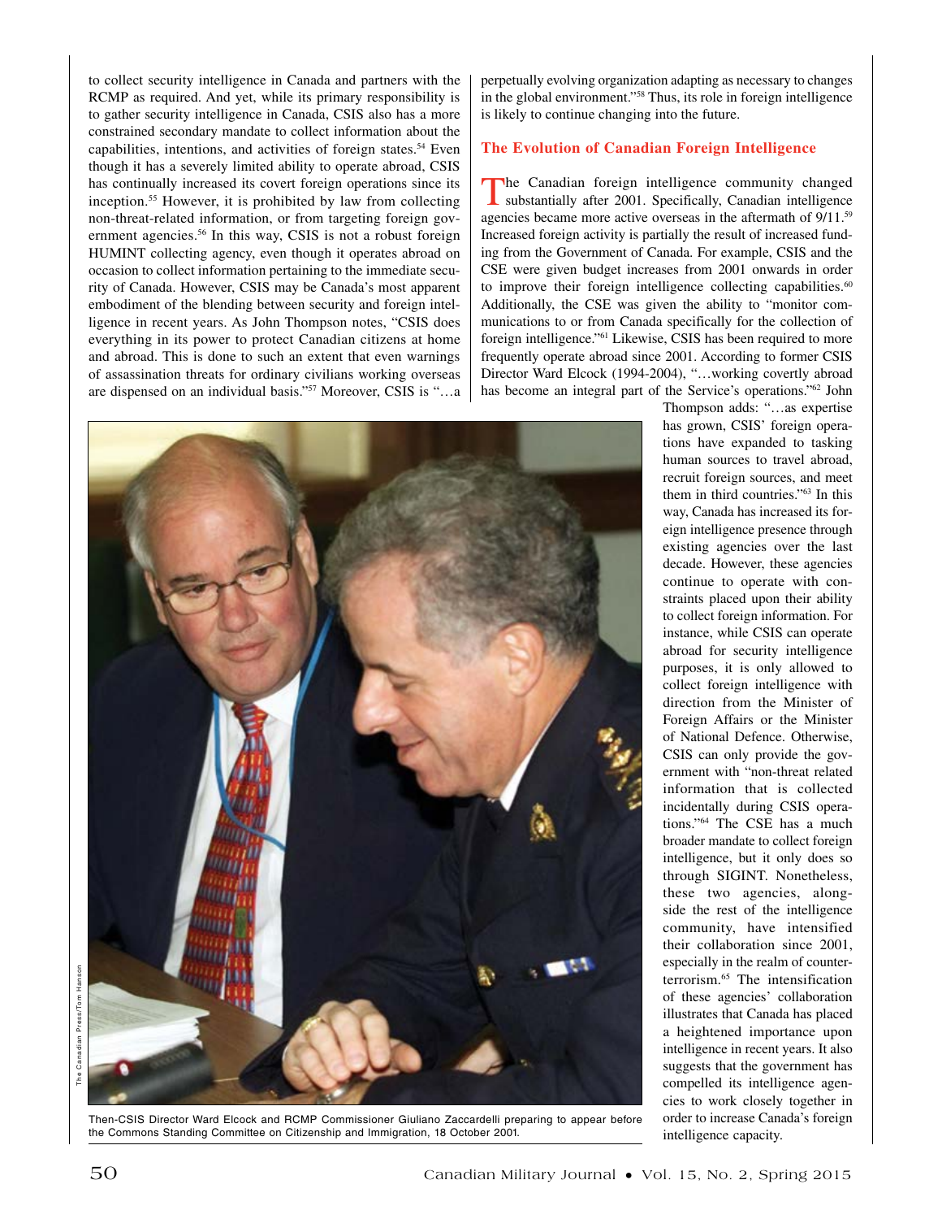to collect security intelligence in Canada and partners with the RCMP as required. And yet, while its primary responsibility is to gather security intelligence in Canada, CSIS also has a more constrained secondary mandate to collect information about the capabilities, intentions, and activities of foreign states.[54] Even though it has a severely limited ability to operate abroad, CSIS has continually increased its covert foreign operations since its inception.[55] However, it is prohibited by law from collecting non-threat-related information, or from targeting foreign government agencies.[56] In this way, CSIS is not a robust foreign HUMINT collecting agency, even though it operates abroad on occasion to collect information pertaining to the immediate security of Canada. However, CSIS may be Canada's most apparent embodiment of the blending between security and foreign intelligence in recent years. As John Thompson notes, "CSIS does everything in its power to protect Canadian citizens at home and abroad. This is done to such an extent that even warnings of assassination threats for ordinary civilians working overseas are dispensed on an individual basis."[57] Moreover, CSIS is "…a perpetually evolving organization adapting as necessary to changes in the global environment."[58] Thus, its role in foreign intelligence is likely to continue changing into the future.

## The Evolution of Canadian Foreign Intelligence

The Canadian foreign intelligence community changed substantially after 2001. Specifically, Canadian intelligence agencies became more active overseas in the aftermath of 9/11.[59] Increased foreign activity is partially the result of increased funding from the Government of Canada. For example, CSIS and the CSE were given budget increases from 2001 onwards in order to improve their foreign intelligence collecting capabilities.[60] Additionally, the CSE was given the ability to "monitor communications to or from Canada specifically for the collection of foreign intelligence."[61] Likewise, CSIS has been required to more frequently operate abroad since 2001. According to former CSIS Director Ward Elcock (1994-2004), "…working covertly abroad has become an integral part of the Service's operations."[62] John Thompson adds: "…as expertise has grown, CSIS' foreign operations have expanded to tasking human sources to travel abroad, recruit foreign sources, and meet them in third countries."[63] In this way, Canada has increased its foreign intelligence presence through existing agencies over the last decade. However, these agencies continue to operate with constraints placed upon their ability to collect foreign information. For instance, while CSIS can operate abroad for security intelligence purposes, it is only allowed to collect foreign intelligence with direction from the Minister of Foreign Affairs or the Minister of National Defence. Otherwise, CSIS can only provide the government with "non-threat related information that is collected incidentally during CSIS operations."[64] The CSE has a much broader mandate to collect foreign intelligence, but it only does so through SIGINT. Nonetheless, these two agencies, alongside the rest of the intelligence community, have intensified their collaboration since 2001, especially in the realm of counter-terrorism.[65] The intensification of these agencies' collaboration illustrates that Canada has placed a heightened importance upon intelligence in recent years. It also suggests that the government has compelled its intelligence agencies to work closely together in order to increase Canada's foreign intelligence capacity.

The Canadian Press/Tom Hanson

Then-CSIS Director Ward Elcock and RCMP Commissioner Giuliano Zaccardelli preparing to appear before the Commons Standing Committee on Citizenship and Immigration, 18 October 2001.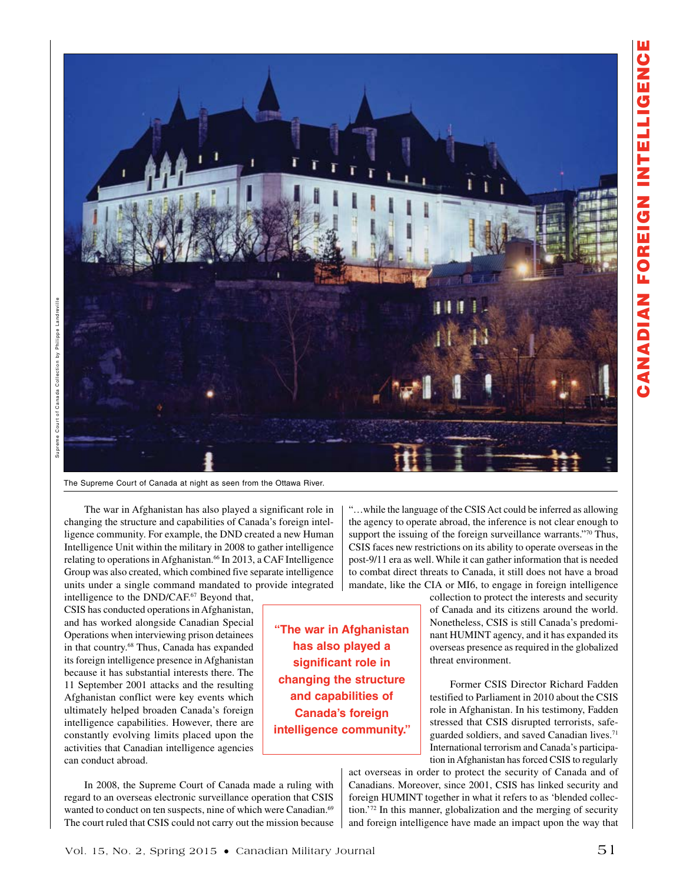The Supreme Court of Canada at night as seen from the Ottawa River.

The war in Afghanistan has also played a significant role in changing the structure and capabilities of Canada's foreign intelligence community. For example, the DND created a new Human Intelligence Unit within the military in 2008 to gather intelligence relating to operations in Afghanistan.[66] In 2013, a CAF Intelligence Group was also created, which combined five separate intelligence units under a single command mandated to provide integrated intelligence to the DND/CAF.[67] Beyond that, CSIS has conducted operations in Afghanistan, and has worked alongside Canadian Special Operations when interviewing prison detainees in that country.[68] Thus, Canada has expanded its foreign intelligence presence in Afghanistan because it has substantial interests there. The 11 September 2001 attacks and the resulting Afghanistan conflict were key events which ultimately helped broaden Canada's foreign intelligence capabilities. However, there are constantly evolving limits placed upon the activities that Canadian intelligence agencies can conduct abroad.

**"The war in Afghanistan has also played a significant role in changing the structure and capabilities of Canada's foreign intelligence community."**

In 2008, the Supreme Court of Canada made a ruling with regard to an overseas electronic surveillance operation that CSIS wanted to conduct on ten suspects, nine of which were Canadian.[69] The court ruled that CSIS could not carry out the mission because "…while the language of the CSIS Act could be inferred as allowing the agency to operate abroad, the inference is not clear enough to support the issuing of the foreign surveillance warrants."[70] Thus, CSIS faces new restrictions on its ability to operate overseas in the post-9/11 era as well. While it can gather information that is needed to combat direct threats to Canada, it still does not have a broad mandate, like the CIA or MI6, to engage in foreign intelligence collection to protect the interests and security of Canada and its citizens around the world. Nonetheless, CSIS is still Canada's predominant HUMINT agency, and it has expanded its overseas presence as required in the globalized threat environment.

Former CSIS Director Richard Fadden testified to Parliament in 2010 about the CSIS role in Afghanistan. In his testimony, Fadden stressed that CSIS disrupted terrorists, safeguarded soldiers, and saved Canadian lives.[71] International terrorism and Canada's participation in Afghanistan has forced CSIS to regularly act overseas in order to protect the security of Canada and of Canadians. Moreover, since 2001, CSIS has linked security and foreign HUMINT together in what it refers to as 'blended collection.'[72] In this manner, globalization and the merging of security and foreign intelligence have made an impact upon the way that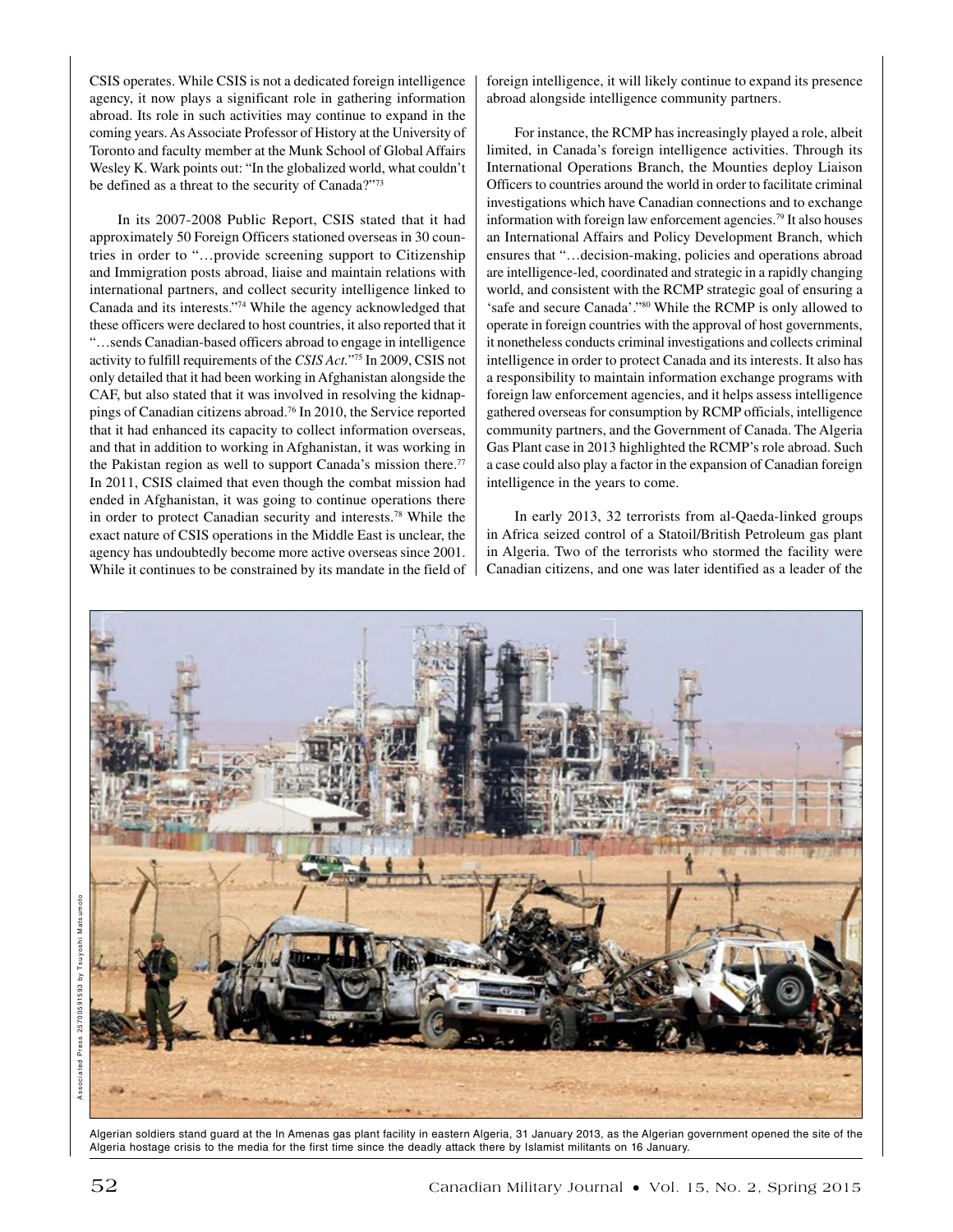CSIS operates. While CSIS is not a dedicated foreign intelligence agency, it now plays a significant role in gathering information abroad. Its role in such activities may continue to expand in the coming years. As Associate Professor of History at the University of Toronto and faculty member at the Munk School of Global Affairs Wesley K. Wark points out: "In the globalized world, what couldn't be defined as a threat to the security of Canada?"[73]

In its 2007-2008 Public Report, CSIS stated that it had approximately 50 Foreign Officers stationed overseas in 30 countries in order to "…provide screening support to Citizenship and Immigration posts abroad, liaise and maintain relations with international partners, and collect security intelligence linked to Canada and its interests."[74] While the agency acknowledged that these officers were declared to host countries, it also reported that it "…sends Canadian-based officers abroad to engage in intelligence activity to fulfill requirements of the *CSIS Act*."[75] In 2009, CSIS not only detailed that it had been working in Afghanistan alongside the CAF, but also stated that it was involved in resolving the kidnappings of Canadian citizens abroad.[76] In 2010, the Service reported that it had enhanced its capacity to collect information overseas, and that in addition to working in Afghanistan, it was working in the Pakistan region as well to support Canada's mission there.[77] In 2011, CSIS claimed that even though the combat mission had ended in Afghanistan, it was going to continue operations there in order to protect Canadian security and interests.[78] While the exact nature of CSIS operations in the Middle East is unclear, the agency has undoubtedly become more active overseas since 2001. While it continues to be constrained by its mandate in the field of foreign intelligence, it will likely continue to expand its presence abroad alongside intelligence community partners.

For instance, the RCMP has increasingly played a role, albeit limited, in Canada's foreign intelligence activities. Through its International Operations Branch, the Mounties deploy Liaison Officers to countries around the world in order to facilitate criminal investigations which have Canadian connections and to exchange information with foreign law enforcement agencies.[79] It also houses an International Affairs and Policy Development Branch, which ensures that "…decision-making, policies and operations abroad are intelligence-led, coordinated and strategic in a rapidly changing world, and consistent with the RCMP strategic goal of ensuring a 'safe and secure Canada'."[80] While the RCMP is only allowed to operate in foreign countries with the approval of host governments, it nonetheless conducts criminal investigations and collects criminal intelligence in order to protect Canada and its interests. It also has a responsibility to maintain information exchange programs with foreign law enforcement agencies, and it helps assess intelligence gathered overseas for consumption by RCMP officials, intelligence community partners, and the Government of Canada. The Algeria Gas Plant case in 2013 highlighted the RCMP's role abroad. Such a case could also play a factor in the expansion of Canadian foreign intelligence in the years to come.

In early 2013, 32 terrorists from al-Qaeda-linked groups in Africa seized control of a Statoil/British Petroleum gas plant in Algeria. Two of the terrorists who stormed the facility were Canadian citizens, and one was later identified as a leader of the

Associated Press 25700591593 by Tsuyoshi Matsumoto

Algerian soldiers stand guard at the In Amenas gas plant facility in eastern Algeria, 31 January 2013, as the Algerian government opened the site of the Algeria hostage crisis to the media for the first time since the deadly attack there by Islamist militants on 16 January.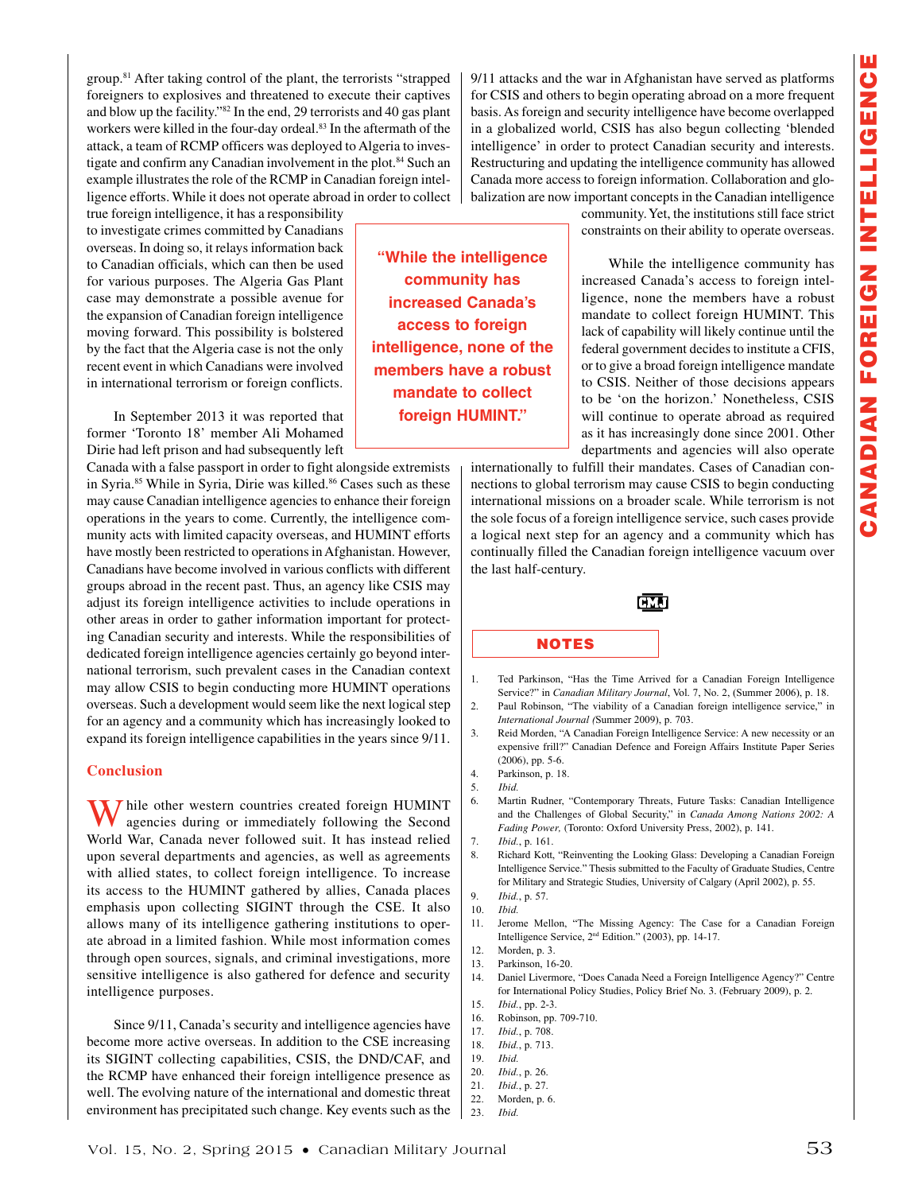group.[81] After taking control of the plant, the terrorists "strapped foreigners to explosives and threatened to execute their captives and blow up the facility."[82] In the end, 29 terrorists and 40 gas plant workers were killed in the four-day ordeal.[83] In the aftermath of the attack, a team of RCMP officers was deployed to Algeria to investigate and confirm any Canadian involvement in the plot.[84] Such an example illustrates the role of the RCMP in Canadian foreign intelligence efforts. While it does not operate abroad in order to collect true foreign intelligence, it has a responsibility to investigate crimes committed by Canadians overseas. In doing so, it relays information back to Canadian officials, which can then be used for various purposes. The Algeria Gas Plant case may demonstrate a possible avenue for the expansion of Canadian foreign intelligence moving forward. This possibility is bolstered by the fact that the Algeria case is not the only recent event in which Canadians were involved in international terrorism or foreign conflicts.

In September 2013 it was reported that former 'Toronto 18' member Ali Mohamed Dirie had left prison and had subsequently left Canada with a false passport in order to fight alongside extremists in Syria.[85] While in Syria, Dirie was killed.[86] Cases such as these may cause Canadian intelligence agencies to enhance their foreign operations in the years to come. Currently, the intelligence community acts with limited capacity overseas, and HUMINT efforts have mostly been restricted to operations in Afghanistan. However, Canadians have become involved in various conflicts with different groups abroad in the recent past. Thus, an agency like CSIS may adjust its foreign intelligence activities to include operations in other areas in order to gather information important for protecting Canadian security and interests. While the responsibilities of dedicated foreign intelligence agencies certainly go beyond international terrorism, such prevalent cases in the Canadian context may allow CSIS to begin conducting more HUMINT operations overseas. Such a development would seem like the next logical step for an agency and a community which has increasingly looked to expand its foreign intelligence capabilities in the years since 9/11.

## Conclusion

While other western countries created foreign HUMINT agencies during or immediately following the Second World War, Canada never followed suit. It has instead relied upon several departments and agencies, as well as agreements with allied states, to collect foreign intelligence. To increase its access to the HUMINT gathered by allies, Canada places emphasis upon collecting SIGINT through the CSE. It also allows many of its intelligence gathering institutions to operate abroad in a limited fashion. While most information comes through open sources, signals, and criminal investigations, more sensitive intelligence is also gathered for defence and security intelligence purposes.

Since 9/11, Canada's security and intelligence agencies have become more active overseas. In addition to the CSE increasing its SIGINT collecting capabilities, CSIS, the DND/CAF, and the RCMP have enhanced their foreign intelligence presence as well. The evolving nature of the international and domestic threat environment has precipitated such change. Key events such as the 9/11 attacks and the war in Afghanistan have served as platforms for CSIS and others to begin operating abroad on a more frequent basis. As foreign and security intelligence have become overlapped in a globalized world, CSIS has also begun collecting 'blended intelligence' in order to protect Canadian security and interests. Restructuring and updating the intelligence community has allowed Canada more access to foreign information. Collaboration and globalization are now important concepts in the Canadian intelligence community. Yet, the institutions still face strict constraints on their ability to operate overseas.

> "While the intelligence community has increased Canada's access to foreign intelligence, none of the members have a robust mandate to collect foreign HUMINT."

While the intelligence community has increased Canada's access to foreign intelligence, none the members have a robust mandate to collect foreign HUMINT. This lack of capability will likely continue until the federal government decides to institute a CFIS, or to give a broad foreign intelligence mandate to CSIS. Neither of those decisions appears to be 'on the horizon.' Nonetheless, CSIS will continue to operate abroad as required as it has increasingly done since 2001. Other departments and agencies will also operate internationally to fulfill their mandates. Cases of Canadian connections to global terrorism may cause CSIS to begin conducting international missions on a broader scale. While terrorism is not the sole focus of a foreign intelligence service, such cases provide a logical next step for an agency and a community which has continually filled the Canadian foreign intelligence vacuum over the last half-century.

## NOTES

1. Ted Parkinson, "Has the Time Arrived for a Canadian Foreign Intelligence Service?" in *Canadian Military Journal*, Vol. 7, No. 2, (Summer 2006), p. 18.
2. Paul Robinson, "The viability of a Canadian foreign intelligence service," in *International Journal (*Summer 2009), p. 703.
3. Reid Morden, "A Canadian Foreign Intelligence Service: A new necessity or an expensive frill?" Canadian Defence and Foreign Affairs Institute Paper Series (2006), pp. 5-6.
4. Parkinson, p. 18.
5. *Ibid.*
6. Martin Rudner, "Contemporary Threats, Future Tasks: Canadian Intelligence and the Challenges of Global Security," in *Canada Among Nations 2002: A Fading Power,* (Toronto: Oxford University Press, 2002), p. 141.
7. *Ibid.*, p. 161.
8. Richard Kott, "Reinventing the Looking Glass: Developing a Canadian Foreign Intelligence Service." Thesis submitted to the Faculty of Graduate Studies, Centre for Military and Strategic Studies, University of Calgary (April 2002), p. 55.
9. *Ibid.*, p. 57.
10. *Ibid.*
11. Jerome Mellon, "The Missing Agency: The Case for a Canadian Foreign Intelligence Service, 2nd Edition." (2003), pp. 14-17.
12. Morden, p. 3.
13. Parkinson, 16-20.
14. Daniel Livermore, "Does Canada Need a Foreign Intelligence Agency?" Centre for International Policy Studies, Policy Brief No. 3. (February 2009), p. 2.
15. *Ibid.*, pp. 2-3.
16. Robinson, pp. 709-710.
17. *Ibid.*, p. 708.
18. *Ibid.*, p. 713.
19. *Ibid.*
20. *Ibid.*, p. 26.
21. *Ibid.*, p. 27.
22. Morden, p. 6.
23. *Ibid.*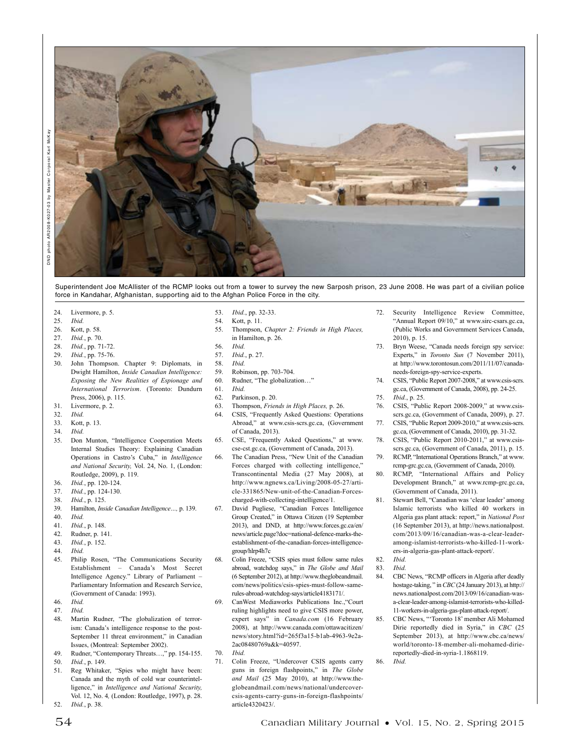DND photo AR2008-K027-03 by Master Corporal Karl McKay

Superintendent Joe McAllister of the RCMP looks out from a tower to survey the new Sarposh prison, 23 June 2008. He was part of a civilian police force in Kandahar, Afghanistan, supporting aid to the Afghan Police Force in the city.

24. Livermore, p. 5.
25. *Ibid.*
26. Kott, p. 58.
27. *Ibid.*, p. 70.
28. *Ibid.*, pp. 71-72.
29. *Ibid.*, pp. 75-76.
30. John Thompson. Chapter 9: Diplomats, in Dwight Hamilton, *Inside Canadian Intelligence: Exposing the New Realities of Espionage and International Terrorism*. (Toronto: Dundurn Press, 2006), p. 115.
31. Livermore, p. 2.
32. *Ibid.*
33. Kott, p. 13.
34. *Ibid.*
35. Don Munton, "Intelligence Cooperation Meets Internal Studies Theory: Explaining Canadian Operations in Castro's Cuba," in *Intelligence and National Security,* Vol. 24, No. 1, (London: Routledge, 2009), p. 119.
36. *Ibid.*, pp. 120-124.
37. *Ibid.*, pp. 124-130.
38. *Ibid.*, p. 125.
39. Hamilton, *Inside Canadian Intelligence…,* p. 139.
40. *Ibid.*
41. *Ibid.*, p. 148.
42. Rudner, p. 141.
43. *Ibid.*, p. 152.
44. *Ibid.*
45. Philip Rosen, "The Communications Security Establishment – Canada's Most Secret Intelligence Agency." Library of Parliament – Parliamentary Information and Research Service, (Government of Canada: 1993).
46. *Ibid.*
47. *Ibid.*
48. Martin Rudner, "The globalization of terrorism: Canada's intelligence response to the post-September 11 threat environment," in Canadian Issues, (Montreal: September 2002).
49. Rudner, "Contemporary Threats…," pp. 154-155.
50. *Ibid.*, p. 149.
51. Reg Whitaker, "Spies who might have been: Canada and the myth of cold war counterintelligence," in *Intelligence and National Security,* Vol. 12, No. 4*,* (London: Routledge, 1997), p. 28.
52. *Ibid.*, p. 38.
53. *Ibid.*, pp. 32-33.
54. Kott, p. 11.
55. Thompson, *Chapter 2: Friends in High Places,* in Hamilton, p. 26.
56. *Ibid.*
57. *Ibid.*, p. 27.
58. *Ibid.*
59. Robinson, pp. 703-704.
60. Rudner, "The globalization…"
61. *Ibid.*
62. Parkinson, p. 20.
63. Thompson, *Friends in High Places,* p. 26.
64. CSIS, "Frequently Asked Questions: Operations Abroad," at www.csis-scrs.gc.ca, (Government of Canada, 2013).
65. CSE, "Frequently Asked Questions," at www.cse-cst.gc.ca, (Government of Canada, 2013).
66. The Canadian Press, "New Unit of the Canadian Forces charged with collecting intelligence," Transcontinental Media (27 May 2008), at http://www.ngnews.ca/Living/2008-05-27/article-331865/New-unit-of-the-Canadian-Forces-charged-with-collecting-intelligence/1.
67. David Pugliese, "Canadian Forces Intelligence Group Created," in Ottawa Citizen (19 September 2013), and DND, at http://www.forces.gc.ca/en/news/article.page?doc=national-defence-marks-the-establishment-of-the-canadian-forces-intelligence-group/hlrp4h7c
68. Colin Freeze, "CSIS spies must follow same rules abroad, watchdog says," in *The Globe and Mail* (6 September 2012), at http://www.theglobeandmail.com/news/politics/csis-spies-must-follow-same-rules-abroad-watchdog-says/article4183171/.
69. CanWest Mediaworks Publications Inc.,"Court ruling highlights need to give CSIS more power, expert says" in *Canada.com* (16 February 2008), at http://www.canada.com/ottawacitizen/news/story.html?id=265f3a15-b1ab-4963-9e2a-2ac08480769a&k=40597.
70. *Ibid.*
71. Colin Freeze, "Undercover CSIS agents carry guns in foreign flashpoints," in *The Globe and Mail* (25 May 2010), at http://www.theglobeandmail.com/news/national/undercover-csis-agents-carry-guns-in-foreign-flashpoints/article4320423/.
72. Security Intelligence Review Committee, "Annual Report 09/10," at www.sirc-csars.gc.ca, (Public Works and Government Services Canada, 2010), p. 15.
73. Bryn Weese, "Canada needs foreign spy service: Experts," in *Toronto Sun* (7 November 2011), at http://www.torontosun.com/2011/11/07/canada-needs-foreign-spy-service-experts.
74. CSIS, "Public Report 2007-2008," at www.csis-scrs.gc.ca, (Government of Canada, 2008), pp. 24-25.
75. *Ibid.*, p. 25.
76. CSIS, "Public Report 2008-2009," at www.csis-scrs.gc.ca, (Government of Canada, 2009), p. 27.
77. CSIS, "Public Report 2009-2010," at www.csis-scrs.gc.ca, (Government of Canada, 2010), pp. 31-32.
78. CSIS, "Public Report 2010-2011," at www.csis-scrs.gc.ca, (Government of Canada, 2011), p. 15.
79. RCMP, "International Operations Branch," at www.rcmp-grc.gc.ca, (Government of Canada, 2010).
80. RCMP, "International Affairs and Policy Development Branch," at www.rcmp-grc.gc.ca, (Government of Canada, 2011).
81. Stewart Bell, "Canadian was 'clear leader' among Islamic terrorists who killed 40 workers in Algeria gas plant attack: report," in *National Post* (16 September 2013), at http://news.nationalpost.com/2013/09/16/canadian-was-a-clear-leader-among-islamist-terrorists-who-killed-11-workers-in-algeria-gas-plant-attack-report/.
82. *Ibid.*
83. *Ibid.*
84. CBC News, "RCMP officers in Algeria after deadly hostage-taking, " in *CBC* (24 January 2013), at http://news.nationalpost.com/2013/09/16/canadian-was-a-clear-leader-among-islamist-terrorists-who-killed-11-workers-in-algeria-gas-plant-attack-report/.
85. CBC News, "'Toronto 18' member Ali Mohamed Dirie reportedly died in Syria," in *CBC* (25 September 2013), at http://www.cbc.ca/news/world/toronto-18-member-ali-mohamed-dirie-reportedly-died-in-syria-1.1868119.
86. *Ibid.*